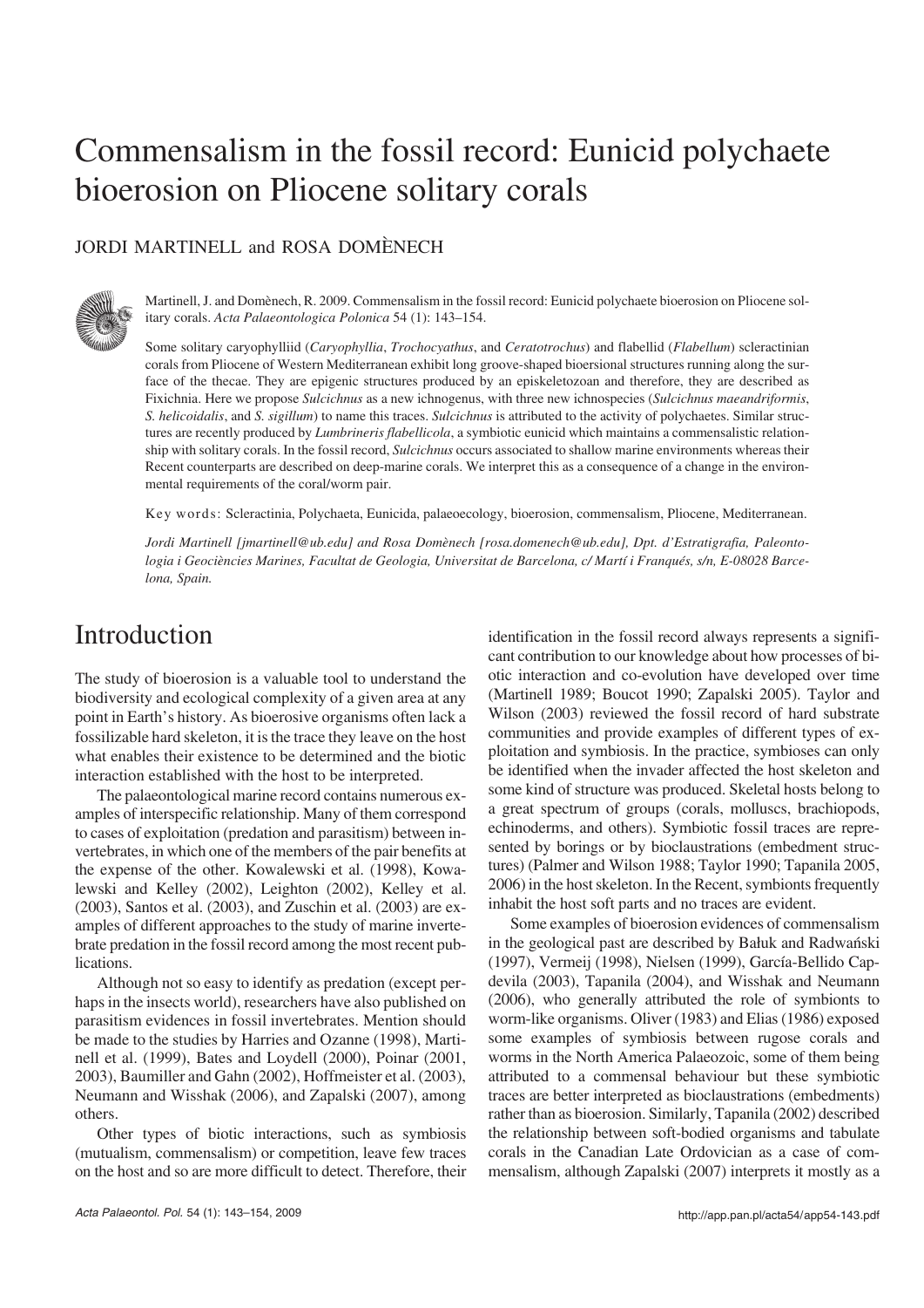# Commensalism in the fossil record: Eunicid polychaete bioerosion on Pliocene solitary corals

JORDI MARTINELL and ROSA DOMÈNECH

Martinell, J. and Domènech, R. 2009. Commensalism in the fossil record: Eunicid polychaete bioerosion on Pliocene solitary corals. *Acta Palaeontologica Polonica* 54 (1): 143–154.

Some solitary caryophylliid (*Caryophyllia*, *Trochocyathus*, and *Ceratotrochus*) and flabellid (*Flabellum*) scleractinian corals from Pliocene of Western Mediterranean exhibit long groove-shaped bioersional structures running along the surface of the thecae. They are epigenic structures produced by an episkeletozoan and therefore, they are described as Fixichnia. Here we propose *Sulcichnus* as a new ichnogenus, with three new ichnospecies (*Sulcichnus maeandriformis*, *S. helicoidalis*, and *S. sigillum*) to name this traces. *Sulcichnus* is attributed to the activity of polychaetes. Similar structures are recently produced by *Lumbrineris flabellicola*, a symbiotic eunicid which maintains a commensalistic relationship with solitary corals. In the fossil record, *Sulcichnus* occurs associated to shallow marine environments whereas their Recent counterparts are described on deep-marine corals. We interpret this as a consequence of a change in the environmental requirements of the coral/worm pair.

Key words: Scleractinia, Polychaeta, Eunicida, palaeoecology, bioerosion, commensalism, Pliocene, Mediterranean.

*Jordi Martinell [jmartinell@ub.edu] and Rosa Domènech [rosa.domenech@ub.edu], Dpt. d'Estratigrafia, Paleontologia i Geociències Marines, Facultat de Geologia, Universitat de Barcelona, c/ Martí i Franqués, s/n, E-08028 Barcelona, Spain.*

## Introduction

The study of bioerosion is a valuable tool to understand the biodiversity and ecological complexity of a given area at any point in Earth's history. As bioerosive organisms often lack a fossilizable hard skeleton, it is the trace they leave on the host what enables their existence to be determined and the biotic interaction established with the host to be interpreted.

The palaeontological marine record contains numerous examples of interspecific relationship. Many of them correspond to cases of exploitation (predation and parasitism) between invertebrates, in which one of the members of the pair benefits at the expense of the other. Kowalewski et al. (1998), Kowalewski and Kelley (2002), Leighton (2002), Kelley et al. (2003), Santos et al. (2003), and Zuschin et al. (2003) are examples of different approaches to the study of marine invertebrate predation in the fossil record among the most recent publications.

Although not so easy to identify as predation (except perhaps in the insects world), researchers have also published on parasitism evidences in fossil invertebrates. Mention should be made to the studies by Harries and Ozanne (1998), Martinell et al. (1999), Bates and Loydell (2000), Poinar (2001, 2003), Baumiller and Gahn (2002), Hoffmeister et al. (2003), Neumann and Wisshak (2006), and Zapalski (2007), among others.

Other types of biotic interactions, such as symbiosis (mutualism, commensalism) or competition, leave few traces on the host and so are more difficult to detect. Therefore, their identification in the fossil record always represents a significant contribution to our knowledge about how processes of biotic interaction and co-evolution have developed over time (Martinell 1989; Boucot 1990; Zapalski 2005). Taylor and Wilson (2003) reviewed the fossil record of hard substrate communities and provide examples of different types of exploitation and symbiosis. In the practice, symbioses can only be identified when the invader affected the host skeleton and some kind of structure was produced. Skeletal hosts belong to a great spectrum of groups (corals, molluscs, brachiopods, echinoderms, and others). Symbiotic fossil traces are represented by borings or by bioclaustrations (embedment structures) (Palmer and Wilson 1988; Taylor 1990; Tapanila 2005, 2006) in the host skeleton. In the Recent, symbionts frequently inhabit the host soft parts and no traces are evident.

Some examples of bioerosion evidences of commensalism in the geological past are described by Bałuk and Radwański (1997), Vermeij (1998), Nielsen (1999), García-Bellido Capdevila (2003), Tapanila (2004), and Wisshak and Neumann (2006), who generally attributed the role of symbionts to worm-like organisms. Oliver (1983) and Elias (1986) exposed some examples of symbiosis between rugose corals and worms in the North America Palaeozoic, some of them being attributed to a commensal behaviour but these symbiotic traces are better interpreted as bioclaustrations (embedments) rather than as bioerosion. Similarly, Tapanila (2002) described the relationship between soft-bodied organisms and tabulate corals in the Canadian Late Ordovician as a case of commensalism, although Zapalski (2007) interprets it mostly as a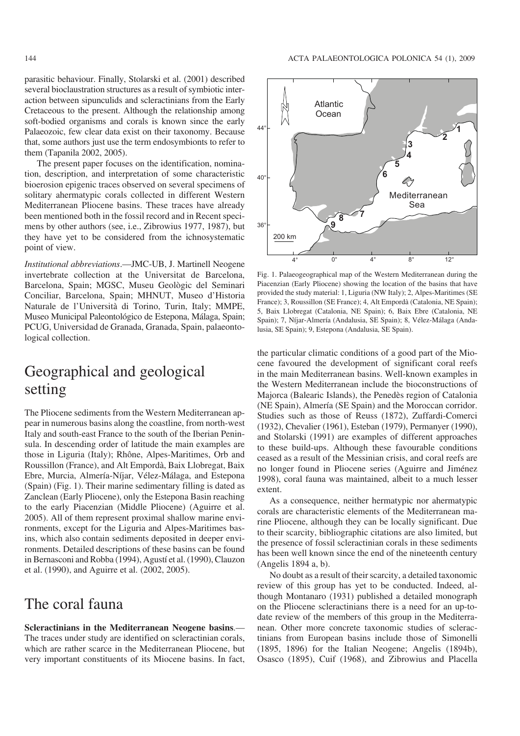parasitic behaviour. Finally, Stolarski et al. (2001) described several bioclaustration structures as a result of symbiotic interaction between sipunculids and scleractinians from the Early Cretaceous to the present. Although the relationship among soft-bodied organisms and corals is known since the early Palaeozoic, few clear data exist on their taxonomy. Because that, some authors just use the term endosymbionts to refer to them (Tapanila 2002, 2005).

The present paper focuses on the identification, nomination, description, and interpretation of some characteristic bioerosion epigenic traces observed on several specimens of solitary ahermatypic corals collected in different Western Mediterranean Pliocene basins. These traces have already been mentioned both in the fossil record and in Recent specimens by other authors (see, i.e., Zibrowius 1977, 1987), but they have yet to be considered from the ichnosystematic point of view.

*Institutional abbreviations*.—JMC-UB, J. Martinell Neogene invertebrate collection at the Universitat de Barcelona, Barcelona, Spain; MGSC, Museu Geològic del Seminari Conciliar, Barcelona, Spain; MHNUT, Museo d'Historia Naturale de l'Università di Torino, Turin, Italy; MMPE, Museo Municipal Paleontológico de Estepona, Málaga, Spain; PCUG, Universidad de Granada, Granada, Spain, palaeontological collection.

Fig. 1. Palaeogeographical map of the Western Mediterranean during the Piacenzian (Early Pliocene) showing the location of the basins that have provided the study material: 1, Liguria (NW Italy); 2, Alpes-Maritimes (SE France); 3, Roussillon (SE France); 4, Alt Empordà (Catalonia, NE Spain); 5, Baix Llobregat (Catalonia, NE Spain); 6, Baix Ebre (Catalonia, NE Spain); 7, Níjar-Almería (Andalusia, SE Spain); 8, Vélez-Málaga (Andalusia, SE Spain); 9, Estepona (Andalusia, SE Spain).

# Geographical and geological setting

The Pliocene sediments from the Western Mediterranean appear in numerous basins along the coastline, from north-west Italy and south-east France to the south of the Iberian Peninsula. In descending order of latitude the main examples are those in Liguria (Italy); Rhône, Alpes-Maritimes, Orb and Roussillon (France), and Alt Empordà, Baix Llobregat, Baix Ebre, Murcia, Almería-Níjar, Vélez-Málaga, and Estepona (Spain) (Fig. 1). Their marine sedimentary filling is dated as Zanclean (Early Pliocene), only the Estepona Basin reaching to the early Piacenzian (Middle Pliocene) (Aguirre et al. 2005). All of them represent proximal shallow marine environments, except for the Liguria and Alpes-Maritimes basins, which also contain sediments deposited in deeper environments. Detailed descriptions of these basins can be found in Bernasconi and Robba (1994), Agustí et al. (1990), Clauzon et al. (1990), and Aguirre et al. (2002, 2005).

# The coral fauna

**Scleractinians in the Mediterranean Neogene basins**.—The traces under study are identified on scleractinian corals, which are rather scarce in the Mediterranean Pliocene, but very important constituents of its Miocene basins. In fact, the particular climatic conditions of a good part of the Miocene favoured the development of significant coral reefs in the main Mediterranean basins. Well-known examples in the Western Mediterranean include the bioconstructions of Majorca (Balearic Islands), the Penedès region of Catalonia (NE Spain), Almería (SE Spain) and the Moroccan corridor. Studies such as those of Reuss (1872), Zuffardi-Comerci (1932), Chevalier (1961), Esteban (1979), Permanyer (1990), and Stolarski (1991) are examples of different approaches to these build-ups. Although these favourable conditions ceased as a result of the Messinian crisis, and coral reefs are no longer found in Pliocene series (Aguirre and Jiménez 1998), coral fauna was maintained, albeit to a much lesser extent.

As a consequence, neither hermatypic nor ahermatypic corals are characteristic elements of the Mediterranean marine Pliocene, although they can be locally significant. Due to their scarcity, bibliographic citations are also limited, but the presence of fossil scleractinian corals in these sediments has been well known since the end of the nineteenth century (Angelis 1894 a, b).

No doubt as a result of their scarcity, a detailed taxonomic review of this group has yet to be conducted. Indeed, although Montanaro (1931) published a detailed monograph on the Pliocene scleractinians there is a need for an up-to-date review of the members of this group in the Mediterranean. Other more concrete taxonomic studies of scleractinians from European basins include those of Simonelli (1895, 1896) for the Italian Neogene; Angelis (1894b), Osasco (1895), Cuif (1968), and Zibrowius and Placella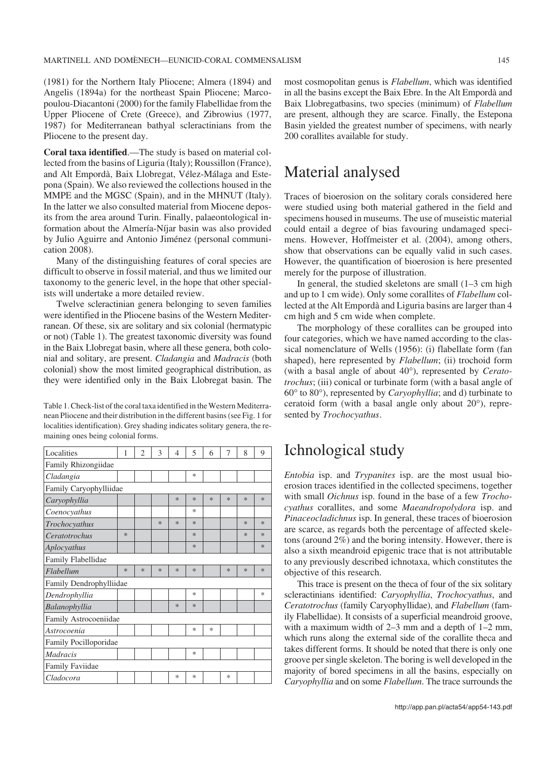(1981) for the Northern Italy Pliocene; Almera (1894) and Angelis (1894a) for the northeast Spain Pliocene; Marcopoulou-Diacantoni (2000) for the family Flabellidae from the Upper Pliocene of Crete (Greece), and Zibrowius (1977, 1987) for Mediterranean bathyal scleractinians from the Pliocene to the present day.

**Coral taxa identified**.—The study is based on material collected from the basins of Liguria (Italy); Roussillon (France), and Alt Empordà, Baix Llobregat, Vélez-Málaga and Estepona (Spain). We also reviewed the collections housed in the MMPE and the MGSC (Spain), and in the MHNUT (Italy). In the latter we also consulted material from Miocene deposits from the area around Turin. Finally, palaeontological information about the Almería-Níjar basin was also provided by Julio Aguirre and Antonio Jiménez (personal communication 2008).

Many of the distinguishing features of coral species are difficult to observe in fossil material, and thus we limited our taxonomy to the generic level, in the hope that other specialists will undertake a more detailed review.

Twelve scleractinian genera belonging to seven families were identified in the Pliocene basins of the Western Mediterranean. Of these, six are solitary and six colonial (hermatypic or not) (Table 1). The greatest taxonomic diversity was found in the Baix Llobregat basin, where all these genera, both colonial and solitary, are present. *Cladangia* and *Madracis* (both colonial) show the most limited geographical distribution, as they were identified only in the Baix Llobregat basin. The most cosmopolitan genus is *Flabellum*, which was identified in all the basins except the Baix Ebre. In the Alt Empordà and Baix Llobregatbasins, two species (minimum) of *Flabellum* are present, although they are scarce. Finally, the Estepona Basin yielded the greatest number of specimens, with nearly 200 corallites available for study.

Table 1. Check-list of the coral taxa identified in the Western Mediterranean Pliocene and their distribution in the different basins (see Fig. 1 for localities identification). Grey shading indicates solitary genera, the remaining ones being colonial forms.

| Localities | 1 | 2 | 3 | 4 | 5 | 6 | 7 | 8 | 9 |
|---|---|---|---|---|---|---|---|---|---|
| Family Rhizongiidae | | | | | | | | | |
| *Cladangia* | | | | | * | | | | |
| Family Caryophylliidae | | | | | | | | | |
| *Caryophyllia* | | | | * | * | * | * | * | * |
| *Coenocyathus* | | | | | * | | | | |
| *Trochocyathus* | | | * | * | * | | | * | * |
| *Ceratotrochus* | * | | | | * | | | * | * |
| *Aplocyathus* | | | | | * | | | | * |
| Family Flabellidae | | | | | | | | | |
| *Flabellum* | * | * | * | * | * | | * | * | * |
| Family Dendrophylliidae | | | | | | | | | |
| *Dendrophyllia* | | | | | * | | | | * |
| *Balanophyllia* | | | | * | * | | | | |
| Family Astrocoeniidae | | | | | | | | | |
| *Astrocoenia* | | | | | * | * | | | |
| Family Pocilloporidae | | | | | | | | | |
| *Madracis* | | | | | * | | | | |
| Family Faviidae | | | | | | | | | |
| *Cladocora* | | | | * | * | | * | | |

# Material analysed

Traces of bioerosion on the solitary corals considered here were studied using both material gathered in the field and specimens housed in museums. The use of museistic material could entail a degree of bias favouring undamaged specimens. However, Hoffmeister et al. (2004), among others, show that observations can be equally valid in such cases. However, the quantification of bioerosion is here presented merely for the purpose of illustration.

In general, the studied skeletons are small (1–3 cm high and up to 1 cm wide). Only some corallites of *Flabellum* collected at the Alt Empordà and Liguria basins are larger than 4 cm high and 5 cm wide when complete.

The morphology of these corallites can be grouped into four categories, which we have named according to the classical nomenclature of Wells (1956): (i) flabellate form (fan shaped), here represented by *Flabellum*; (ii) trochoid form (with a basal angle of about 40°), represented by *Ceratotrochus*; (iii) conical or turbinate form (with a basal angle of 60° to 80°), represented by *Caryophyllia*; and d) turbinate to ceratoid form (with a basal angle only about 20°), represented by *Trochocyathus*.

# Ichnological study

*Entobia* isp. and *Trypanites* isp. are the most usual bioerosion traces identified in the collected specimens, together with small *Oichnus* isp. found in the base of a few *Trochocyathus* corallites, and some *Maeandropolydora* isp. and *Pinaceocladichnus* isp. In general, these traces of bioerosion are scarce, as regards both the percentage of affected skeletons (around 2%) and the boring intensity. However, there is also a sixth meandroid epigenic trace that is not attributable to any previously described ichnotaxa, which constitutes the objective of this research.

This trace is present on the theca of four of the six solitary scleractinians identified: *Caryophyllia*, *Trochocyathus*, and *Ceratotrochus* (family Caryophyllidae), and *Flabellum* (family Flabellidae). It consists of a superficial meandroid groove, with a maximum width of 2–3 mm and a depth of 1–2 mm, which runs along the external side of the corallite theca and takes different forms. It should be noted that there is only one groove per single skeleton. The boring is well developed in the majority of bored specimens in all the basins, especially on *Caryophyllia* and on some *Flabellum*. The trace surrounds the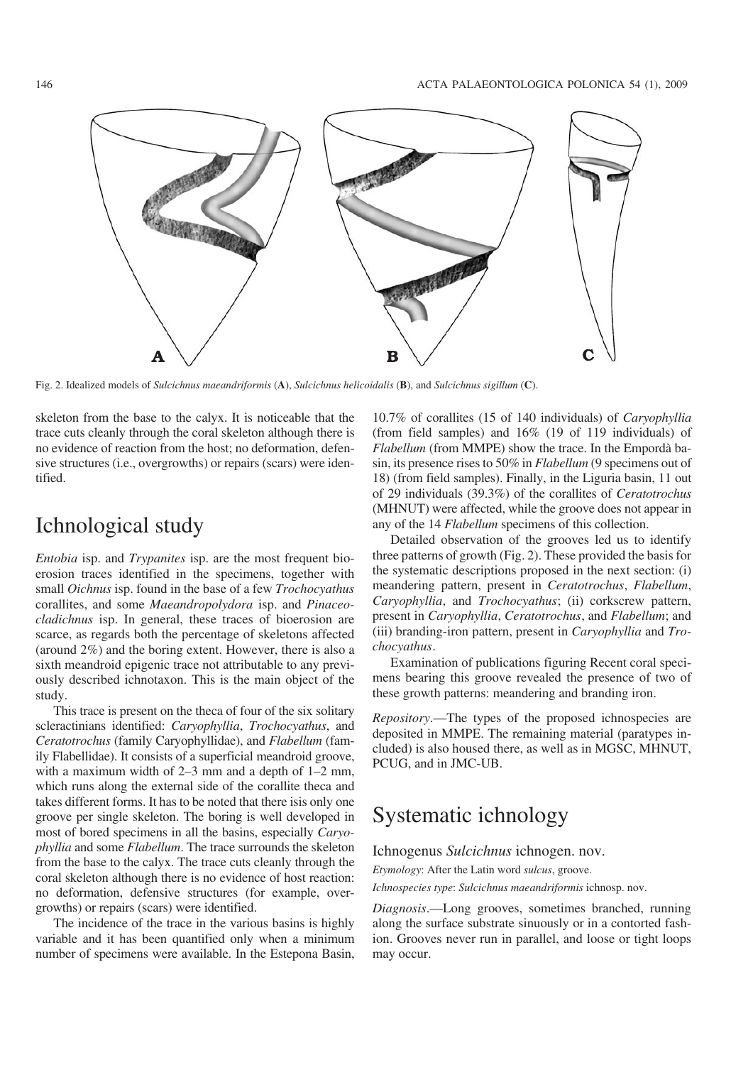Fig. 2. Idealized models of *Sulcichnus maeandriformis* (**A**), *Sulcichnus helicoidalis* (**B**), and *Sulcichnus sigillum* (**C**).

skeleton from the base to the calyx. It is noticeable that the trace cuts cleanly through the coral skeleton although there is no evidence of reaction from the host; no deformation, defensive structures (i.e., overgrowths) or repairs (scars) were identified.

## Ichnological study

*Entobia* isp. and *Trypanites* isp. are the most frequent bioerosion traces identified in the specimens, together with small *Oichnus* isp. found in the base of a few *Trochocyathus* corallites, and some *Maeandropolydora* isp. and *Pinaceocladichnus* isp. In general, these traces of bioerosion are scarce, as regards both the percentage of skeletons affected (around 2%) and the boring extent. However, there is also a sixth meandroid epigenic trace not attributable to any previously described ichnotaxon. This is the main object of the study.

This trace is present on the theca of four of the six solitary scleractinians identified: *Caryophyllia*, *Trochocyathus*, and *Ceratotrochus* (family Caryophylliidae), and *Flabellum* (family Flabellidae). It consists of a superficial meandroid groove, with a maximum width of 2–3 mm and a depth of 1–2 mm, which runs along the external side of the corallite theca and takes different forms. It has to be noted that there isis only one groove per single skeleton. The boring is well developed in most of bored specimens in all the basins, especially *Caryophyllia* and some *Flabellum*. The trace surrounds the skeleton from the base to the calyx. The trace cuts cleanly through the coral skeleton although there is no evidence of host reaction: no deformation, defensive structures (for example, overgrowths) or repairs (scars) were identified.

The incidence of the trace in the various basins is highly variable and it has been quantified only when a minimum number of specimens were available. In the Estepona Basin, 10.7% of corallites (15 of 140 individuals) of *Caryophyllia* (from field samples) and 16% (19 of 119 individuals) of *Flabellum* (from MMPE) show the trace. In the Empordà basin, its presence rises to 50% in *Flabellum* (9 specimens out of 18) (from field samples). Finally, in the Liguria basin, 11 out of 29 individuals (39.3%) of the corallites of *Ceratotrochus* (MHNUT) were affected, while the groove does not appear in any of the 14 *Flabellum* specimens of this collection.

Detailed observation of the grooves led us to identify three patterns of growth (Fig. 2). These provided the basis for the systematic descriptions proposed in the next section: (i) meandering pattern, present in *Ceratotrochus*, *Flabellum*, *Caryophyllia*, and *Trochocyathus*; (ii) corkscrew pattern, present in *Caryophyllia*, *Ceratotrochus*, and *Flabellum*; and (iii) branding-iron pattern, present in *Caryophyllia* and *Trochocyathus*.

Examination of publications figuring Recent coral specimens bearing this groove revealed the presence of two of these growth patterns: meandering and branding iron.

*Repository*.—The types of the proposed ichnospecies are deposited in MMPE. The remaining material (paratypes included) is also housed there, as well as in MGSC, MHNUT, PCUG, and in JMC-UB.

## Systematic ichnology

### Ichnogenus *Sulcichnus* ichnogen. nov.

*Etymology*: After the Latin word *sulcus*, groove.

*Ichnospecies type*: *Sulcichnus maeandriformis* ichnosp. nov.

*Diagnosis*.—Long grooves, sometimes branched, running along the surface substrate sinuously or in a contorted fashion. Grooves never run in parallel, and loose or tight loops may occur.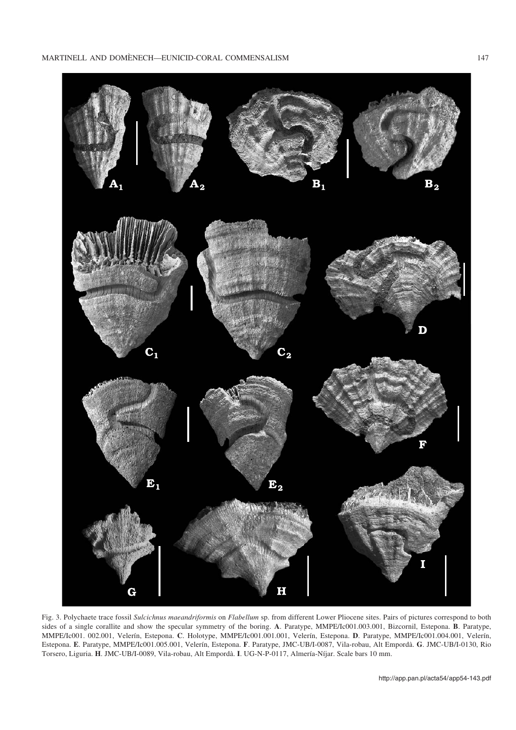Fig. 3. Polychaete trace fossil *Sulcichnus maeandriformis* on *Flabellum* sp. from different Lower Pliocene sites. Pairs of pictures correspond to both sides of a single corallite and show the specular symmetry of the boring. **A**. Paratype, MMPE/Ic001.003.001, Bizcornil, Estepona. **B**. Paratype, MMPE/Ic001. 002.001, Velerín, Estepona. **C**. Holotype, MMPE/Ic001.001.001, Velerín, Estepona. **D**. Paratype, MMPE/Ic001.004.001, Velerín, Estepona. **E**. Paratype, MMPE/Ic001.005.001, Velerín, Estepona. **F**. Paratype, JMC-UB/I-0087, Vila-robau, Alt Empordà. **G**. JMC-UB/I-0130, Rio Torsero, Liguria. **H**. JMC-UB/I-0089, Vila-robau, Alt Empordà. **I**. UG-N-P-0117, Almería-Níjar. Scale bars 10 mm.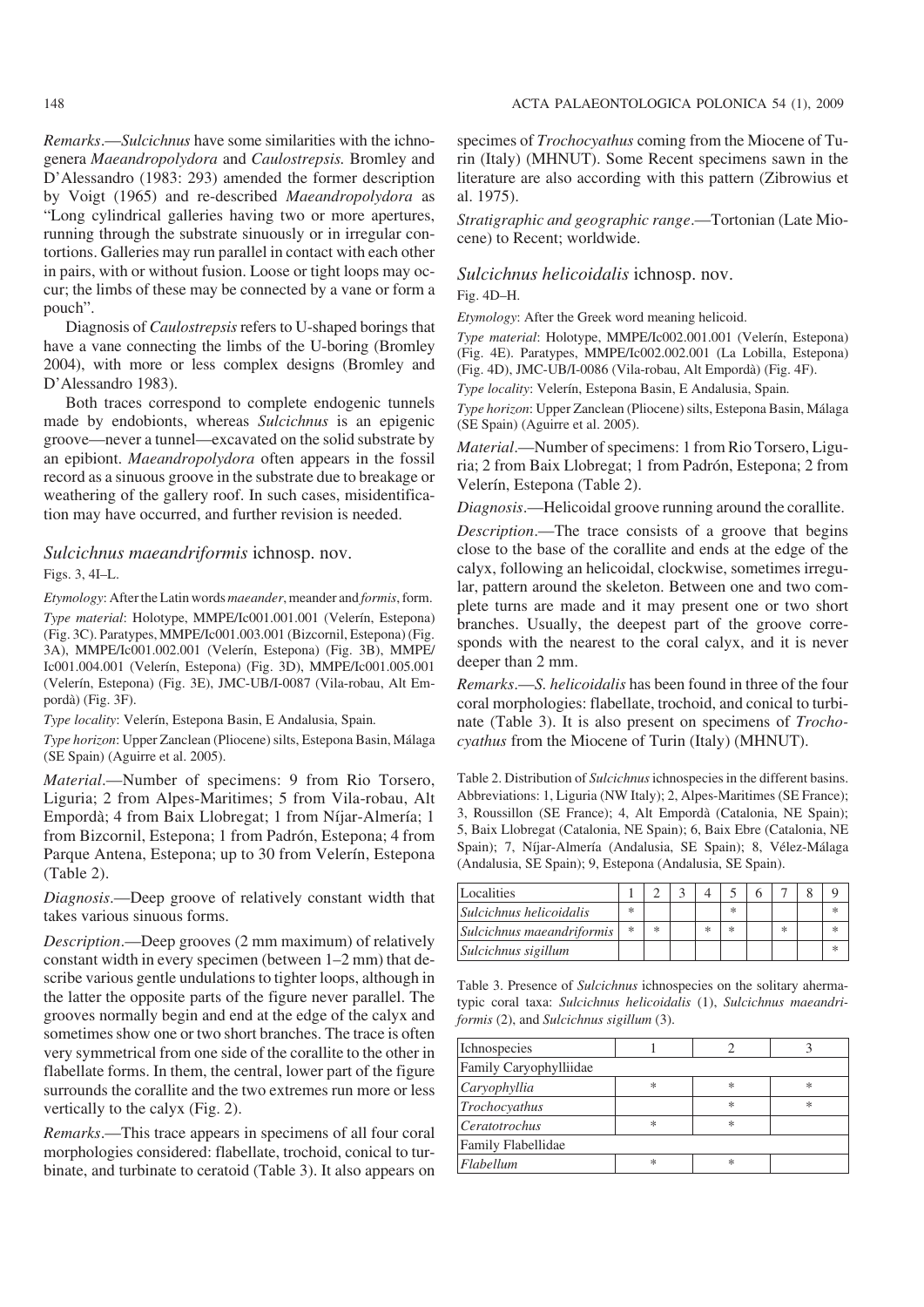*Remarks*.—*Sulcichnus* have some similarities with the ichnogenera *Maeandropolydora* and *Caulostrepsis.* Bromley and D'Alessandro (1983: 293) amended the former description by Voigt (1965) and re-described *Maeandropolydora* as "Long cylindrical galleries having two or more apertures, running through the substrate sinuously or in irregular contortions. Galleries may run parallel in contact with each other in pairs, with or without fusion. Loose or tight loops may occur; the limbs of these may be connected by a vane or form a pouch".

Diagnosis of *Caulostrepsis* refers to U-shaped borings that have a vane connecting the limbs of the U-boring (Bromley 2004), with more or less complex designs (Bromley and D'Alessandro 1983).

Both traces correspond to complete endogenic tunnels made by endobionts, whereas *Sulcichnus* is an epigenic groove—never a tunnel—excavated on the solid substrate by an epibiont. *Maeandropolydora* often appears in the fossil record as a sinuous groove in the substrate due to breakage or weathering of the gallery roof. In such cases, misidentification may have occurred, and further revision is needed.

### *Sulcichnus maeandriformis* ichnosp. nov.

Figs. 3, 4I–L.

*Etymology*: After the Latin words *maeander*, meander and *formis*, form.

*Type material*: Holotype, MMPE/Ic001.001.001 (Velerín, Estepona) (Fig. 3C). Paratypes, MMPE/Ic001.003.001 (Bizcornil, Estepona) (Fig. 3A), MMPE/Ic001.002.001 (Velerín, Estepona) (Fig. 3B), MMPE/Ic001.004.001 (Velerín, Estepona) (Fig. 3D), MMPE/Ic001.005.001 (Velerín, Estepona) (Fig. 3E), JMC-UB/I-0087 (Vila-robau, Alt Empordà) (Fig. 3F).

*Type locality*: Velerín, Estepona Basin, E Andalusia, Spain.

*Type horizon*: Upper Zanclean (Pliocene) silts, Estepona Basin, Málaga (SE Spain) (Aguirre et al. 2005).

*Material*.—Number of specimens: 9 from Rio Torsero, Liguria; 2 from Alpes-Maritimes; 5 from Vila-robau, Alt Empordà; 4 from Baix Llobregat; 1 from Níjar-Almería; 1 from Bizcornil, Estepona; 1 from Padrón, Estepona; 4 from Parque Antena, Estepona; up to 30 from Velerín, Estepona (Table 2).

*Diagnosis*.—Deep groove of relatively constant width that takes various sinuous forms.

*Description*.—Deep grooves (2 mm maximum) of relatively constant width in every specimen (between 1–2 mm) that describe various gentle undulations to tighter loops, although in the latter the opposite parts of the figure never parallel. The grooves normally begin and end at the edge of the calyx and sometimes show one or two short branches. The trace is often very symmetrical from one side of the corallite to the other in flabellate forms. In them, the central, lower part of the figure surrounds the corallite and the two extremes run more or less vertically to the calyx (Fig. 2).

*Remarks*.—This trace appears in specimens of all four coral morphologies considered: flabellate, trochoid, conical to turbinate, and turbinate to ceratoid (Table 3). It also appears on specimes of *Trochocyathus* coming from the Miocene of Turin (Italy) (MHNUT). Some Recent specimens sawn in the literature are also according with this pattern (Zibrowius et al. 1975).

*Stratigraphic and geographic range*.—Tortonian (Late Miocene) to Recent; worldwide.

### *Sulcichnus helicoidalis* ichnosp. nov.

Fig. 4D–H.

*Etymology*: After the Greek word meaning helicoid.

*Type material*: Holotype, MMPE/Ic002.001.001 (Velerín, Estepona) (Fig. 4E). Paratypes, MMPE/Ic002.002.001 (La Lobilla, Estepona) (Fig. 4D), JMC-UB/I-0086 (Vila-robau, Alt Empordà) (Fig. 4F).

*Type locality*: Velerín, Estepona Basin, E Andalusia, Spain.

*Type horizon*: Upper Zanclean (Pliocene) silts, Estepona Basin, Málaga (SE Spain) (Aguirre et al. 2005).

*Material*.—Number of specimens: 1 from Rio Torsero, Liguria; 2 from Baix Llobregat; 1 from Padrón, Estepona; 2 from Velerín, Estepona (Table 2).

*Diagnosis*.—Helicoidal groove running around the corallite.

*Description*.—The trace consists of a groove that begins close to the base of the corallite and ends at the edge of the calyx, following an helicoidal, clockwise, sometimes irregular, pattern around the skeleton. Between one and two complete turns are made and it may present one or two short branches. Usually, the deepest part of the groove corresponds with the nearest to the coral calyx, and it is never deeper than 2 mm.

*Remarks*.—*S. helicoidalis* has been found in three of the four coral morphologies: flabellate, trochoid, and conical to turbinate (Table 3). It is also present on specimens of *Trochocyathus* from the Miocene of Turin (Italy) (MHNUT).

Table 2. Distribution of *Sulcichnus* ichnospecies in the different basins. Abbreviations: 1, Liguria (NW Italy); 2, Alpes-Maritimes (SE France); 3, Roussillon (SE France); 4, Alt Empordà (Catalonia, NE Spain); 5, Baix Llobregat (Catalonia, NE Spain); 6, Baix Ebre (Catalonia, NE Spain); 7, Níjar-Almería (Andalusia, SE Spain); 8, Vélez-Málaga (Andalusia, SE Spain); 9, Estepona (Andalusia, SE Spain).

| Localities | 1 | 2 | 3 | 4 | 5 | 6 | 7 | 8 | 9 |
|---|---|---|---|---|---|---|---|---|---|
| *Sulcichnus helicoidalis* | * | | | | * | | | | * |
| *Sulcichnus maeandriformis* | * | * | | * | * | | * | | * |
| *Sulcichnus sigillum* | | | | | | | | | * |

Table 3. Presence of *Sulcichnus* ichnospecies on the solitary ahermatypic coral taxa: *Sulcichnus helicoidalis* (1), *Sulcichnus maeandriformis* (2), and *Sulcichnus sigillum* (3).

| Ichnospecies | 1 | 2 | 3 |
|---|---|---|---|
| Family Caryophylliidae | | | |
| *Caryophyllia* | * | * | * |
| *Trochocyathus* | | * | * |
| *Ceratotrochus* | * | * | |
| Family Flabellidae | | | |
| *Flabellum* | * | * | |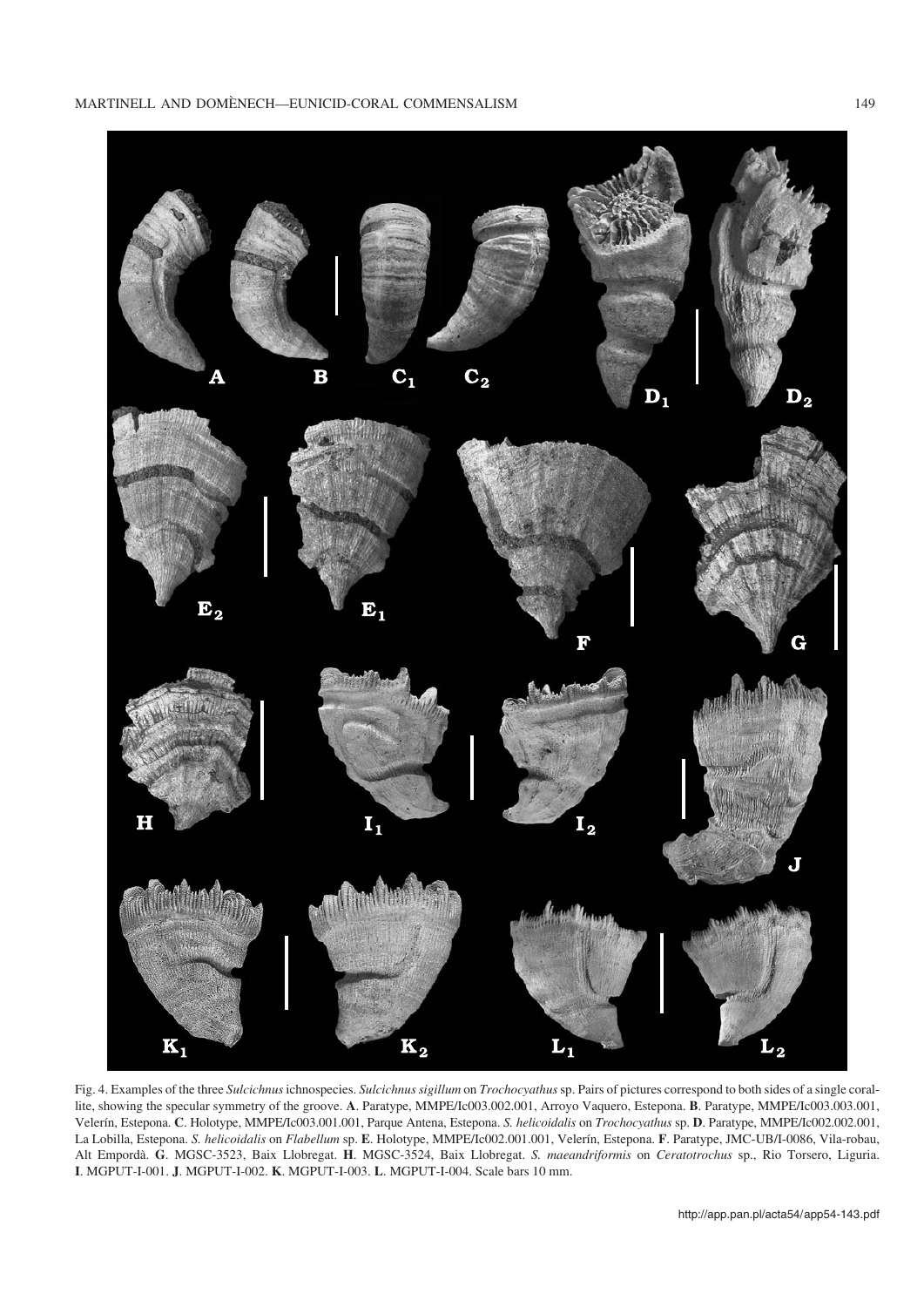Fig. 4. Examples of the three *Sulcichnus* ichnospecies. *Sulcichnus sigillum* on *Trochocyathus* sp. Pairs of pictures correspond to both sides of a single corallite, showing the specular symmetry of the groove. **A**. Paratype, MMPE/Ic003.002.001, Arroyo Vaquero, Estepona. **B**. Paratype, MMPE/Ic003.003.001, Velerín, Estepona. **C**. Holotype, MMPE/Ic003.001.001, Parque Antena, Estepona. *S. helicoidalis* on *Trochocyathus* sp. **D**. Paratype, MMPE/Ic002.002.001, La Lobilla, Estepona. *S. helicoidalis* on *Flabellum* sp. **E**. Holotype, MMPE/Ic002.001.001, Velerín, Estepona. **F**. Paratype, JMC-UB/I-0086, Vila-robau, Alt Empordà. **G**. MGSC-3523, Baix Llobregat. **H**. MGSC-3524, Baix Llobregat. *S. maeandriformis* on *Ceratotrochus* sp., Rio Torsero, Liguria. **I**. MGPUT-I-001. **J**. MGPUT-I-002. **K**. MGPUT-I-003. **L**. MGPUT-I-004. Scale bars 10 mm.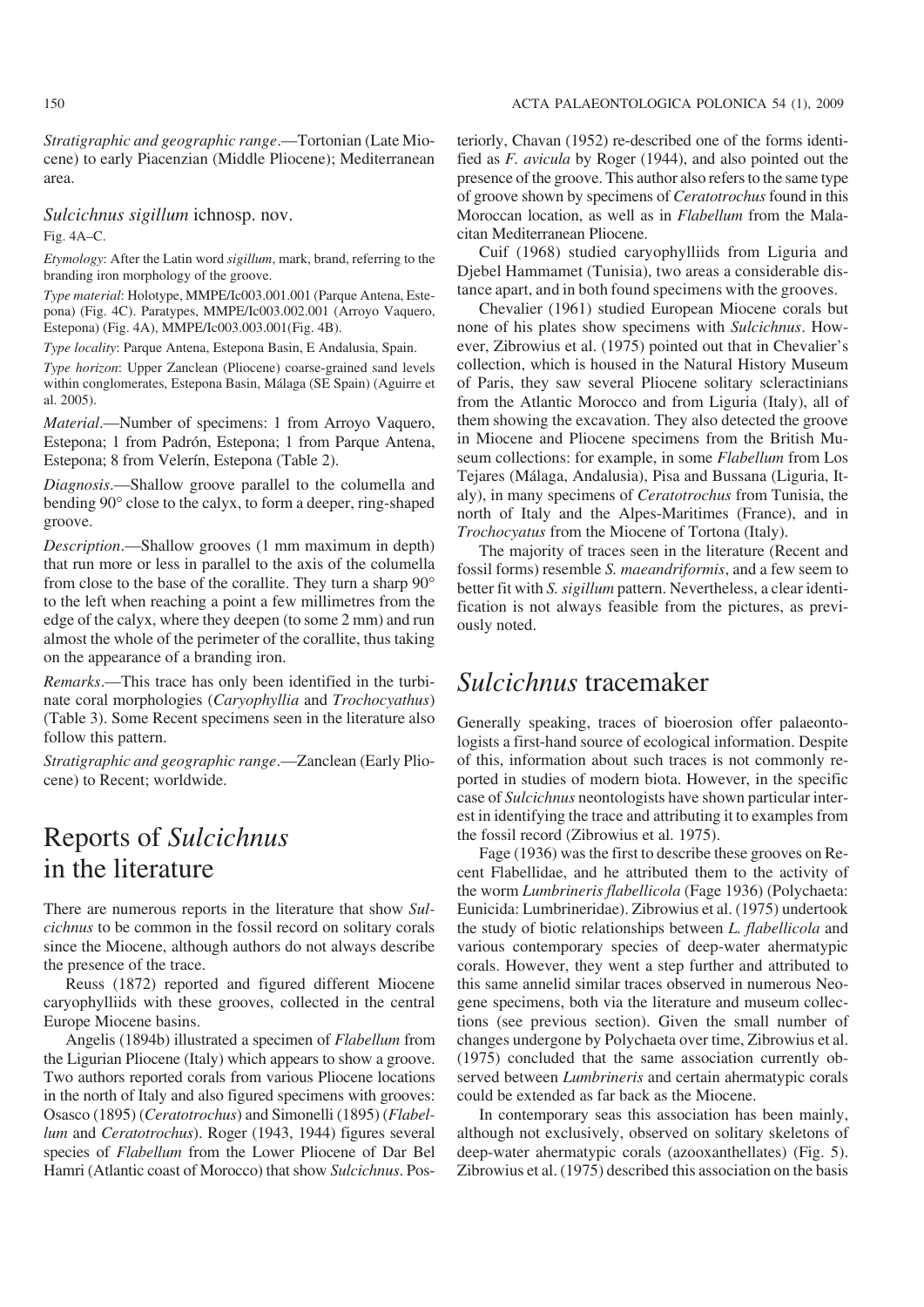*Stratigraphic and geographic range*.—Tortonian (Late Miocene) to early Piacenzian (Middle Pliocene); Mediterranean area.

### *Sulcichnus sigillum* ichnosp. nov.

Fig. 4A–C.

*Etymology*: After the Latin word *sigillum*, mark, brand, referring to the branding iron morphology of the groove.

*Type material*: Holotype, MMPE/Ic003.001.001 (Parque Antena, Estepona) (Fig. 4C). Paratypes, MMPE/Ic003.002.001 (Arroyo Vaquero, Estepona) (Fig. 4A), MMPE/Ic003.003.001(Fig. 4B).

*Type locality*: Parque Antena, Estepona Basin, E Andalusia, Spain.

*Type horizon*: Upper Zanclean (Pliocene) coarse-grained sand levels within conglomerates, Estepona Basin, Málaga (SE Spain) (Aguirre et al. 2005).

*Material*.—Number of specimens: 1 from Arroyo Vaquero, Estepona; 1 from Padrón, Estepona; 1 from Parque Antena, Estepona; 8 from Velerín, Estepona (Table 2).

*Diagnosis*.—Shallow groove parallel to the columella and bending 90° close to the calyx, to form a deeper, ring-shaped groove.

*Description*.—Shallow grooves (1 mm maximum in depth) that run more or less in parallel to the axis of the columella from close to the base of the corallite. They turn a sharp 90° to the left when reaching a point a few millimetres from the edge of the calyx, where they deepen (to some 2 mm) and run almost the whole of the perimeter of the corallite, thus taking on the appearance of a branding iron.

*Remarks*.—This trace has only been identified in the turbinate coral morphologies (*Caryophyllia* and *Trochocyathus*) (Table 3). Some Recent specimens seen in the literature also follow this pattern.

*Stratigraphic and geographic range*.—Zanclean (Early Pliocene) to Recent; worldwide.

# Reports of *Sulcichnus* in the literature

There are numerous reports in the literature that show *Sulcichnus* to be common in the fossil record on solitary corals since the Miocene, although authors do not always describe the presence of the trace.

Reuss (1872) reported and figured different Miocene caryophylliids with these grooves, collected in the central Europe Miocene basins.

Angelis (1894b) illustrated a specimen of *Flabellum* from the Ligurian Pliocene (Italy) which appears to show a groove. Two authors reported corals from various Pliocene locations in the north of Italy and also figured specimens with grooves: Osasco (1895) (*Ceratotrochus*) and Simonelli (1895) (*Flabellum* and *Ceratotrochus*). Roger (1943, 1944) figures several species of *Flabellum* from the Lower Pliocene of Dar Bel Hamri (Atlantic coast of Morocco) that show *Sulcichnus*. Posteriorly, Chavan (1952) re-described one of the forms identified as *F. avicula* by Roger (1944), and also pointed out the presence of the groove. This author also refers to the same type of groove shown by specimens of *Ceratotrochus* found in this Moroccan location, as well as in *Flabellum* from the Malacitan Mediterranean Pliocene.

Cuif (1968) studied caryophylliids from Liguria and Djebel Hammamet (Tunisia), two areas a considerable distance apart, and in both found specimens with the grooves.

Chevalier (1961) studied European Miocene corals but none of his plates show specimens with *Sulcichnus*. However, Zibrowius et al. (1975) pointed out that in Chevalier's collection, which is housed in the Natural History Museum of Paris, they saw several Pliocene solitary scleractinians from the Atlantic Morocco and from Liguria (Italy), all of them showing the excavation. They also detected the groove in Miocene and Pliocene specimens from the British Museum collections: for example, in some *Flabellum* from Los Tejares (Málaga, Andalusia), Pisa and Bussana (Liguria, Italy), in many specimens of *Ceratotrochus* from Tunisia, the north of Italy and the Alpes-Maritimes (France), and in *Trochocyatus* from the Miocene of Tortona (Italy).

The majority of traces seen in the literature (Recent and fossil forms) resemble *S. maeandriformis*, and a few seem to better fit with *S. sigillum* pattern. Nevertheless, a clear identification is not always feasible from the pictures, as previously noted.

# *Sulcichnus* tracemaker

Generally speaking, traces of bioerosion offer palaeontologists a first-hand source of ecological information. Despite of this, information about such traces is not commonly reported in studies of modern biota. However, in the specific case of *Sulcichnus* neontologists have shown particular interest in identifying the trace and attributing it to examples from the fossil record (Zibrowius et al. 1975).

Fage (1936) was the first to describe these grooves on Recent Flabellidae, and he attributed them to the activity of the worm *Lumbrineris flabellicola* (Fage 1936) (Polychaeta: Eunicida: Lumbrineridae). Zibrowius et al. (1975) undertook the study of biotic relationships between *L. flabellicola* and various contemporary species of deep-water ahermatypic corals. However, they went a step further and attributed to this same annelid similar traces observed in numerous Neogene specimens, both via the literature and museum collections (see previous section). Given the small number of changes undergone by Polychaeta over time, Zibrowius et al. (1975) concluded that the same association currently observed between *Lumbrineris* and certain ahermatypic corals could be extended as far back as the Miocene.

In contemporary seas this association has been mainly, although not exclusively, observed on solitary skeletons of deep-water ahermatypic corals (azooxanthellates) (Fig. 5). Zibrowius et al. (1975) described this association on the basis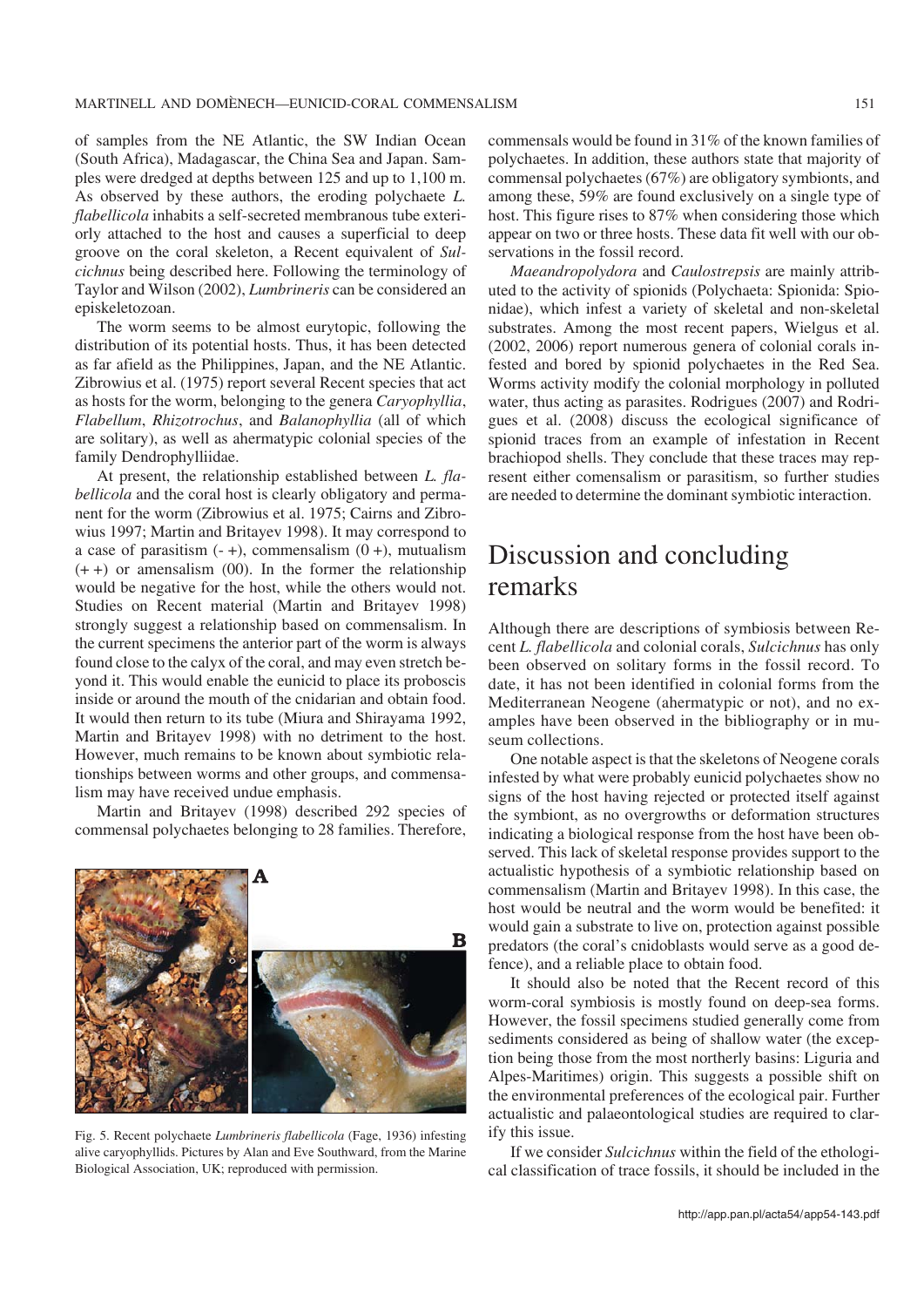of samples from the NE Atlantic, the SW Indian Ocean (South Africa), Madagascar, the China Sea and Japan. Samples were dredged at depths between 125 and up to 1,100 m. As observed by these authors, the eroding polychaete *L. flabellicola* inhabits a self-secreted membranous tube exteriorly attached to the host and causes a superficial to deep groove on the coral skeleton, a Recent equivalent of *Sulcichnus* being described here. Following the terminology of Taylor and Wilson (2002), *Lumbrineris* can be considered an episkeletozoan.

The worm seems to be almost eurytopic, following the distribution of its potential hosts. Thus, it has been detected as far afield as the Philippines, Japan, and the NE Atlantic. Zibrowius et al. (1975) report several Recent species that act as hosts for the worm, belonging to the genera *Caryophyllia*, *Flabellum*, *Rhizotrochus*, and *Balanophyllia* (all of which are solitary), as well as ahermatypic colonial species of the family Dendrophylliidae.

At present, the relationship established between *L. flabellicola* and the coral host is clearly obligatory and permanent for the worm (Zibrowius et al. 1975; Cairns and Zibrowius 1997; Martin and Britayev 1998). It may correspond to a case of parasitism (- +), commensalism (0 +), mutualism (+ +) or amensalism (00). In the former the relationship would be negative for the host, while the others would not. Studies on Recent material (Martin and Britayev 1998) strongly suggest a relationship based on commensalism. In the current specimens the anterior part of the worm is always found close to the calyx of the coral, and may even stretch beyond it. This would enable the eunicid to place its proboscis inside or around the mouth of the cnidarian and obtain food. It would then return to its tube (Miura and Shirayama 1992, Martin and Britayev 1998) with no detriment to the host. However, much remains to be known about symbiotic relationships between worms and other groups, and commensalism may have received undue emphasis.

Martin and Britayev (1998) described 292 species of commensal polychaetes belonging to 28 families. Therefore, commensals would be found in 31% of the known families of polychaetes. In addition, these authors state that majority of commensal polychaetes (67%) are obligatory symbionts, and among these, 59% are found exclusively on a single type of host. This figure rises to 87% when considering those which appear on two or three hosts. These data fit well with our observations in the fossil record.

Fig. 5. Recent polychaete *Lumbrineris flabellicola* (Fage, 1936) infesting alive caryophyllids. Pictures by Alan and Eve Southward, from the Marine Biological Association, UK; reproduced with permission.

*Maeandropolydora* and *Caulostrepsis* are mainly attributed to the activity of spionids (Polychaeta: Spionida: Spionidae), which infest a variety of skeletal and non-skeletal substrates. Among the most recent papers, Wielgus et al. (2002, 2006) report numerous genera of colonial corals infested and bored by spionid polychaetes in the Red Sea. Worms activity modify the colonial morphology in polluted water, thus acting as parasites. Rodrigues (2007) and Rodrigues et al. (2008) discuss the ecological significance of spionid traces from an example of infestation in Recent brachiopod shells. They conclude that these traces may represent either comensalism or parasitism, so further studies are needed to determine the dominant symbiotic interaction.

## Discussion and concluding remarks

Although there are descriptions of symbiosis between Recent *L. flabellicola* and colonial corals, *Sulcichnus* has only been observed on solitary forms in the fossil record. To date, it has not been identified in colonial forms from the Mediterranean Neogene (ahermatypic or not), and no examples have been observed in the bibliography or in museum collections.

One notable aspect is that the skeletons of Neogene corals infested by what were probably eunicid polychaetes show no signs of the host having rejected or protected itself against the symbiont, as no overgrowths or deformation structures indicating a biological response from the host have been observed. This lack of skeletal response provides support to the actualistic hypothesis of a symbiotic relationship based on commensalism (Martin and Britayev 1998). In this case, the host would be neutral and the worm would be benefited: it would gain a substrate to live on, protection against possible predators (the coral's cnidoblasts would serve as a good defence), and a reliable place to obtain food.

It should also be noted that the Recent record of this worm-coral symbiosis is mostly found on deep-sea forms. However, the fossil specimens studied generally come from sediments considered as being of shallow water (the exception being those from the most northerly basins: Liguria and Alpes-Maritimes) origin. This suggests a possible shift on the environmental preferences of the ecological pair. Further actualistic and palaeontological studies are required to clarify this issue.

If we consider *Sulcichnus* within the field of the ethological classification of trace fossils, it should be included in the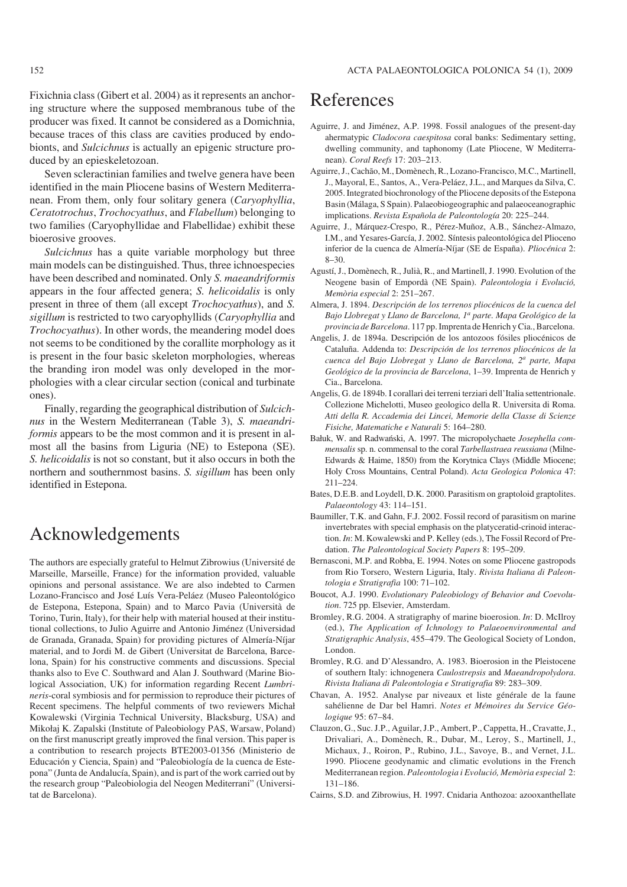Fixichnia class (Gibert et al. 2004) as it represents an anchoring structure where the supposed membranous tube of the producer was fixed. It cannot be considered as a Domichnia, because traces of this class are cavities produced by endobionts, and *Sulcichnus* is actually an epigenic structure produced by an epieskeletozoan.

Seven scleractinian families and twelve genera have been identified in the main Pliocene basins of Western Mediterranean. From them, only four solitary genera (*Caryophyllia*, *Ceratotrochus*, *Trochocyathus*, and *Flabellum*) belonging to two families (Caryophyllidae and Flabellidae) exhibit these bioerosive grooves.

*Sulcichnus* has a quite variable morphology but three main models can be distinguished. Thus, three ichnoespecies have been described and nominated. Only *S. maeandriformis* appears in the four affected genera; *S. helicoidalis* is only present in three of them (all except *Trochocyathus*), and *S. sigillum* is restricted to two caryophyllids (*Caryophyllia* and *Trochocyathus*). In other words, the meandering model does not seems to be conditioned by the corallite morphology as it is present in the four basic skeleton morphologies, whereas the branding iron model was only developed in the morphologies with a clear circular section (conical and turbinate ones).

Finally, regarding the geographical distribution of *Sulcichnus* in the Western Mediterranean (Table 3), *S. maeandriformis* appears to be the most common and it is present in almost all the basins from Liguria (NE) to Estepona (SE). *S. helicoidalis* is not so constant, but it also occurs in both the northern and southernmost basins. *S. sigillum* has been only identified in Estepona.

# Acknowledgements

The authors are especially grateful to Helmut Zibrowius (Université de Marseille, Marseille, France) for the information provided, valuable opinions and personal assistance. We are also indebted to Carmen Lozano-Francisco and José Luís Vera-Peláez (Museo Paleontológico de Estepona, Estepona, Spain) and to Marco Pavia (Università de Torino, Turin, Italy), for their help with material housed at their institutional collections, to Julio Aguirre and Antonio Jiménez (Universidad de Granada, Granada, Spain) for providing pictures of Almería-Níjar material, and to Jordi M. de Gibert (Universitat de Barcelona, Barcelona, Spain) for his constructive comments and discussions. Special thanks also to Eve C. Southward and Alan J. Southward (Marine Biological Association, UK) for information regarding Recent *Lumbrineris*-coral symbiosis and for permission to reproduce their pictures of Recent specimens. The helpful comments of two reviewers Michał Kowalewski (Virginia Technical University, Blacksburg, USA) and Mikołaj K. Zapalski (Institute of Paleobiology PAS, Warsaw, Poland) on the first manuscript greatly improved the final version. This paper is a contribution to research projects BTE2003-01356 (Ministerio de Educación y Ciencia, Spain) and "Paleobiología de la cuenca de Estepona" (Junta de Andalucía, Spain), and is part of the work carried out by the research group "Paleobiologia del Neogen Mediterrani" (Universitat de Barcelona).

# References

Aguirre, J. and Jiménez, A.P. 1998. Fossil analogues of the present-day ahermatypic *Cladocora caespitosa* coral banks: Sedimentary setting, dwelling community, and taphonomy (Late Pliocene, W Mediterranean). *Coral Reefs* 17: 203–213.

Aguirre, J., Cachão, M., Domènech, R., Lozano-Francisco, M.C., Martinell, J., Mayoral, E., Santos, A., Vera-Peláez, J.L., and Marques da Silva, C. 2005. Integrated biochronology of the Pliocene deposits of the Estepona Basin (Málaga, S Spain). Palaeobiogeographic and palaeoceanographic implications. *Revista Española de Paleontología* 20: 225–244.

Aguirre, J., Márquez-Crespo, R., Pérez-Muñoz, A.B., Sánchez-Almazo, I.M., and Yesares-García, J. 2002. Síntesis paleontológica del Plioceno inferior de la cuenca de Almería-Níjar (SE de España). *Pliocénica* 2: 8–30.

Agustí, J., Domènech, R., Julià, R., and Martinell, J. 1990. Evolution of the Neogene basin of Empordà (NE Spain). *Paleontologia i Evolució, Memòria especial* 2: 251–267.

Almera, J. 1894. *Descripción de los terrenos pliocénicos de la cuenca del Bajo Llobregat y Llano de Barcelona, 1ª parte. Mapa Geológico de la provincia de Barcelona*. 117 pp. Imprenta de Henrich y Cia., Barcelona.

Angelis, J. de 1894a. Descripción de los antozoos fósiles pliocénicos de Cataluña. Addenda to: *Descripción de los terrenos pliocénicos de la cuenca del Bajo Llobregat y Llano de Barcelona, 2ª parte, Mapa Geológico de la provincia de Barcelona*, 1–39. Imprenta de Henrich y Cia., Barcelona.

Angelis, G. de 1894b. I corallari dei terreni terziari dell'Italia settentrionale. Collezione Michelotti, Museo geologico della R. Universita di Roma. *Atti della R. Accademia dei Lincei, Memorie della Classe di Scienze Fisiche, Matematiche e Naturali* 5: 164–280.

Bałuk, W. and Radwański, A. 1997. The micropolychaete *Josephella commensalis* sp. n. commensal to the coral *Tarbellastraea reussiana* (Milne-Edwards & Haime, 1850) from the Korytnica Clays (Middle Miocene; Holy Cross Mountains, Central Poland). *Acta Geologica Polonica* 47: 211–224.

Bates, D.E.B. and Loydell, D.K. 2000. Parasitism on graptoloid graptolites. *Palaeontology* 43: 114–151.

Baumiller, T.K. and Gahn, F.J. 2002. Fossil record of parasitism on marine invertebrates with special emphasis on the platyceratid-crinoid interaction. *In*: M. Kowalewski and P. Kelley (eds.), The Fossil Record of Predation. *The Paleontological Society Papers* 8: 195–209.

Bernasconi, M.P. and Robba, E. 1994. Notes on some Pliocene gastropods from Rio Torsero, Western Liguria, Italy. *Rivista Italiana di Paleontologia e Stratigrafia* 100: 71–102.

Boucot, A.J. 1990. *Evolutionary Paleobiology of Behavior and Coevolution*. 725 pp. Elsevier, Amsterdam.

Bromley, R.G. 2004. A stratigraphy of marine bioerosion. *In*: D. McIlroy (ed.), *The Application of Ichnology to Palaeoenvironmental and Stratigraphic Analysis*, 455–479. The Geological Society of London, London.

Bromley, R.G. and D'Alessandro, A. 1983. Bioerosion in the Pleistocene of southern Italy: ichnogenera *Caulostrepsis* and *Maeandropolydora*. *Rivista Italiana di Paleontologia e Stratigrafia* 89: 283–309.

Chavan, A. 1952. Analyse par niveaux et liste générale de la faune sahélienne de Dar bel Hamri. *Notes et Mémoires du Service Géologique* 95: 67–84.

Clauzon, G., Suc. J.P., Aguilar, J.P., Ambert, P., Cappetta, H., Cravatte, J., Drivaliari, A., Domènech, R., Dubar, M., Leroy, S., Martinell, J., Michaux, J., Roiron, P., Rubino, J.L., Savoye, B., and Vernet, J.L. 1990. Pliocene geodynamic and climatic evolutions in the French Mediterranean region. *Paleontologia i Evolució, Memòria especial* 2: 131–186.

Cairns, S.D. and Zibrowius, H. 1997. Cnidaria Anthozoa: azooxanthellate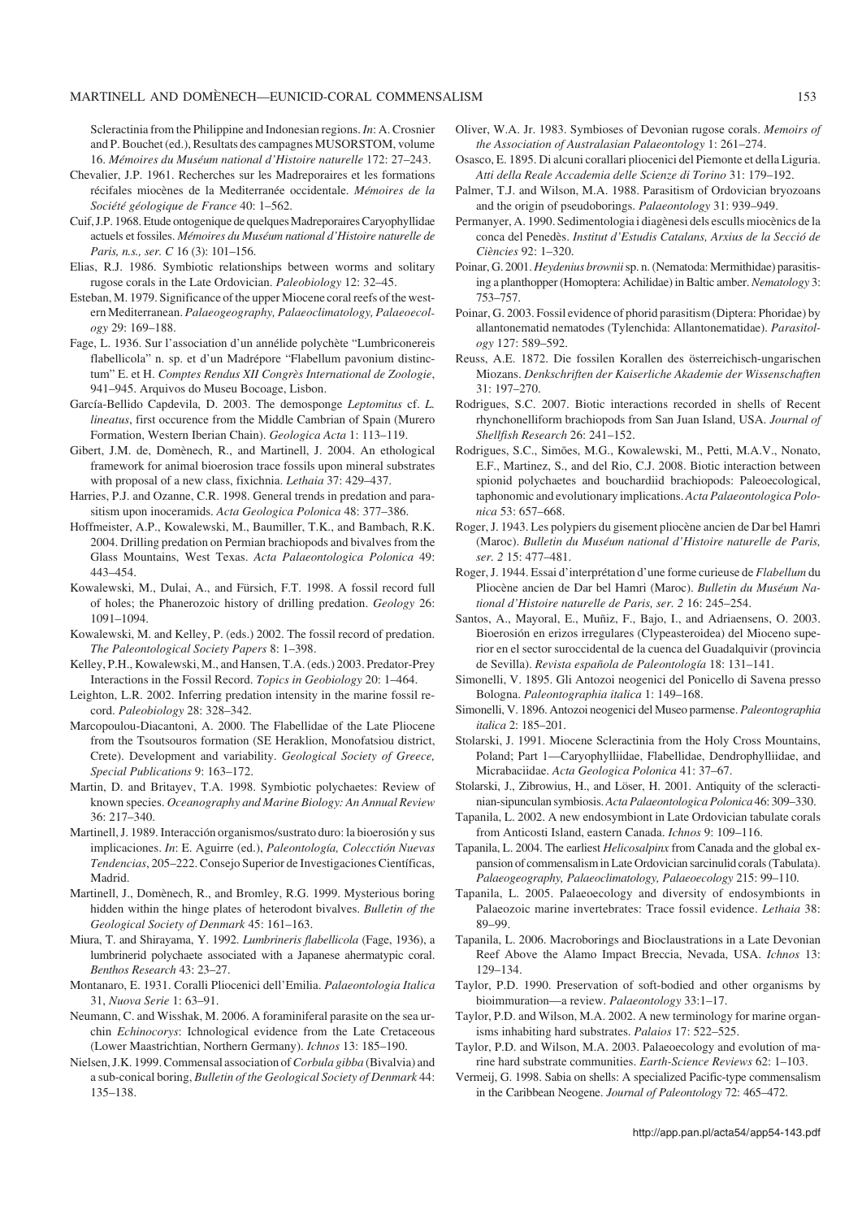Scleractinia from the Philippine and Indonesian regions. *In*: A. Crosnier and P. Bouchet (ed.), Resultats des campagnes MUSORSTOM, volume 16. *Mémoires du Muséum national d'Histoire naturelle* 172: 27–243.

Chevalier, J.P. 1961. Recherches sur les Madreporaires et les formations récifales miocènes de la Mediterranée occidentale. *Mémoires de la Société géologique de France* 40: 1–562.

Cuif, J.P. 1968. Etude ontogenique de quelques Madreporaires Caryophyllidae actuels et fossiles. *Mémoires du Muséum national d'Histoire naturelle de Paris, n.s., ser. C* 16 (3): 101–156.

Elias, R.J. 1986. Symbiotic relationships between worms and solitary rugose corals in the Late Ordovician. *Paleobiology* 12: 32–45.

Esteban, M. 1979. Significance of the upper Miocene coral reefs of the western Mediterranean. *Palaeogeography, Palaeoclimatology, Palaeoecology* 29: 169–188.

Fage, L. 1936. Sur l'association d'un annélide polychète "Lumbriconereis flabellicola" n. sp. et d'un Madrépore "Flabellum pavonium distinctum" E. et H. *Comptes Rendus XII Congrès International de Zoologie*, 941–945. Arquivos do Museu Bocoage, Lisbon.

García-Bellido Capdevila, D. 2003. The demosponge *Leptomitus* cf. *L. lineatus*, first occurence from the Middle Cambrian of Spain (Murero Formation, Western Iberian Chain). *Geologica Acta* 1: 113–119.

Gibert, J.M. de, Domènech, R., and Martinell, J. 2004. An ethological framework for animal bioerosion trace fossils upon mineral substrates with proposal of a new class, fixichnia. *Lethaia* 37: 429–437.

Harries, P.J. and Ozanne, C.R. 1998. General trends in predation and parasitism upon inoceramids. *Acta Geologica Polonica* 48: 377–386.

Hoffmeister, A.P., Kowalewski, M., Baumiller, T.K., and Bambach, R.K. 2004. Drilling predation on Permian brachiopods and bivalves from the Glass Mountains, West Texas. *Acta Palaeontologica Polonica* 49: 443–454.

Kowalewski, M., Dulai, A., and Fürsich, F.T. 1998. A fossil record full of holes; the Phanerozoic history of drilling predation. *Geology* 26: 1091–1094.

Kowalewski, M. and Kelley, P. (eds.) 2002. The fossil record of predation. *The Paleontological Society Papers* 8: 1–398.

Kelley, P.H., Kowalewski, M., and Hansen, T.A. (eds.) 2003. Predator-Prey Interactions in the Fossil Record. *Topics in Geobiology* 20: 1–464.

Leighton, L.R. 2002. Inferring predation intensity in the marine fossil record. *Paleobiology* 28: 328–342.

Marcopoulou-Diacantoni, A. 2000. The Flabellidae of the Late Pliocene from the Tsoutsouros formation (SE Heraklion, Monofatsiou district, Crete). Development and variability. *Geological Society of Greece, Special Publications* 9: 163–172.

Martin, D. and Britayev, T.A. 1998. Symbiotic polychaetes: Review of known species. *Oceanography and Marine Biology: An Annual Review* 36: 217–340.

Martinell, J. 1989. Interacción organismos/sustrato duro: la bioerosión y sus implicaciones. *In*: E. Aguirre (ed.), *Paleontología, Colecctión Nuevas Tendencias*, 205–222. Consejo Superior de Investigaciones Científicas, Madrid.

Martinell, J., Domènech, R., and Bromley, R.G. 1999. Mysterious boring hidden within the hinge plates of heterodont bivalves. *Bulletin of the Geological Society of Denmark* 45: 161–163.

Miura, T. and Shirayama, Y. 1992. *Lumbrineris flabellicola* (Fage, 1936), a lumbrinerid polychaete associated with a Japanese ahermatypic coral. *Benthos Research* 43: 23–27.

Montanaro, E. 1931. Coralli Pliocenici dell'Emilia. *Palaeontologia Italica* 31, *Nuova Serie* 1: 63–91.

Neumann, C. and Wisshak, M. 2006. A foraminiferal parasite on the sea urchin *Echinocorys*: Ichnological evidence from the Late Cretaceous (Lower Maastrichtian, Northern Germany). *Ichnos* 13: 185–190.

Nielsen, J.K. 1999. Commensal association of *Corbula gibba* (Bivalvia) and a sub-conical boring, *Bulletin of the Geological Society of Denmark* 44: 135–138.

Oliver, W.A. Jr. 1983. Symbioses of Devonian rugose corals. *Memoirs of the Association of Australasian Palaeontology* 1: 261–274.

Osasco, E. 1895. Di alcuni corallari pliocenici del Piemonte et della Liguria. *Atti della Reale Accademia delle Scienze di Torino* 31: 179–192.

Palmer, T.J. and Wilson, M.A. 1988. Parasitism of Ordovician bryozoans and the origin of pseudoborings. *Palaeontology* 31: 939–949.

Permanyer, A. 1990. Sedimentologia i diagènesi dels esculls miocènics de la conca del Penedès. *Institut d'Estudis Catalans, Arxius de la Secció de Ciències* 92: 1–320.

Poinar, G. 2001. *Heydenius brownii* sp. n. (Nematoda: Mermithidae) parasitising a planthopper (Homoptera: Achilidae) in Baltic amber. *Nematology* 3: 753–757.

Poinar, G. 2003. Fossil evidence of phorid parasitism (Diptera: Phoridae) by allantonematid nematodes (Tylenchida: Allantonematidae). *Parasitology* 127: 589–592.

Reuss, A.E. 1872. Die fossilen Korallen des österreichisch-ungarischen Miozans. *Denkschriften der Kaiserliche Akademie der Wissenschaften* 31: 197–270.

Rodrigues, S.C. 2007. Biotic interactions recorded in shells of Recent rhynchonelliform brachiopods from San Juan Island, USA. *Journal of Shellfish Research* 26: 241–152.

Rodrigues, S.C., Simões, M.G., Kowalewski, M., Petti, M.A.V., Nonato, E.F., Martinez, S., and del Rio, C.J. 2008. Biotic interaction between spionid polychaetes and bouchardiid brachiopods: Paleoecological, taphonomic and evolutionary implications. *Acta Palaeontologica Polonica* 53: 657–668.

Roger, J. 1943. Les polypiers du gisement pliocène ancien de Dar bel Hamri (Maroc). *Bulletin du Muséum national d'Histoire naturelle de Paris, ser. 2* 15: 477–481.

Roger, J. 1944. Essai d'interprétation d'une forme curieuse de *Flabellum* du Pliocène ancien de Dar bel Hamri (Maroc). *Bulletin du Muséum National d'Histoire naturelle de Paris, ser. 2* 16: 245–254.

Santos, A., Mayoral, E., Muñiz, F., Bajo, I., and Adriaensens, O. 2003. Bioerosión en erizos irregulares (Clypeasteroidea) del Mioceno superior en el sector suroccidental de la cuenca del Guadalquivir (provincia de Sevilla). *Revista española de Paleontología* 18: 131–141.

Simonelli, V. 1895. Gli Antozoi neogenici del Ponicello di Savena presso Bologna. *Paleontographia italica* 1: 149–168.

Simonelli, V. 1896. Antozoi neogenici del Museo parmense. *Paleontographia italica* 2: 185–201.

Stolarski, J. 1991. Miocene Scleractinia from the Holy Cross Mountains, Poland; Part 1—Caryophylliidae, Flabellidae, Dendrophylliidae, and Micrabaciidae. *Acta Geologica Polonica* 41: 37–67.

Stolarski, J., Zibrowius, H., and Löser, H. 2001. Antiquity of the scleractinian-sipunculan symbiosis. *Acta Palaeontologica Polonica* 46: 309–330.

Tapanila, L. 2002. A new endosymbiont in Late Ordovician tabulate corals from Anticosti Island, eastern Canada. *Ichnos* 9: 109–116.

Tapanila, L. 2004. The earliest *Helicosalpinx* from Canada and the global expansion of commensalism in Late Ordovician sarcinulid corals (Tabulata). *Palaeogeography, Palaeoclimatology, Palaeoecology* 215: 99–110.

Tapanila, L. 2005. Palaeoecology and diversity of endosymbionts in Palaeozoic marine invertebrates: Trace fossil evidence. *Lethaia* 38: 89–99.

Tapanila, L. 2006. Macroborings and Bioclaustrations in a Late Devonian Reef Above the Alamo Impact Breccia, Nevada, USA. *Ichnos* 13: 129–134.

Taylor, P.D. 1990. Preservation of soft-bodied and other organisms by bioimmuration—a review. *Palaeontology* 33:1–17.

Taylor, P.D. and Wilson, M.A. 2002. A new terminology for marine organisms inhabiting hard substrates. *Palaios* 17: 522–525.

Taylor, P.D. and Wilson, M.A. 2003. Palaeoecology and evolution of marine hard substrate communities. *Earth-Science Reviews* 62: 1–103.

Vermeij, G. 1998. Sabia on shells: A specialized Pacific-type commensalism in the Caribbean Neogene. *Journal of Paleontology* 72: 465–472.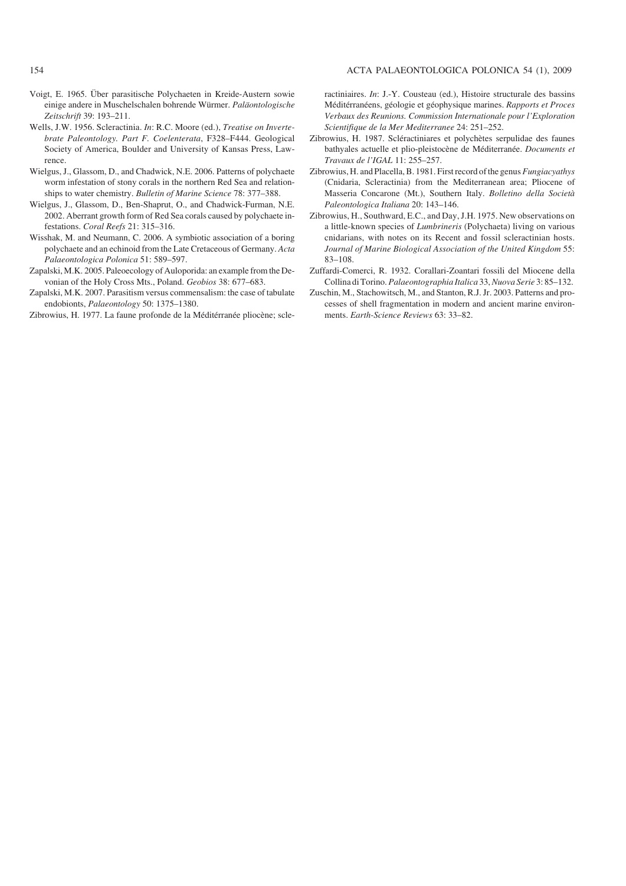Voigt, E. 1965. Über parasitische Polychaeten in Kreide-Austern sowie einige andere in Muschelschalen bohrende Würmer. *Paläontologische Zeitschrift* 39: 193–211.

Wells, J.W. 1956. Scleractinia. *In*: R.C. Moore (ed.), *Treatise on Invertebrate Paleontology. Part F. Coelenterata*, F328–F444. Geological Society of America, Boulder and University of Kansas Press, Lawrence.

Wielgus, J., Glassom, D., and Chadwick, N.E. 2006. Patterns of polychaete worm infestation of stony corals in the northern Red Sea and relationships to water chemistry. *Bulletin of Marine Science* 78: 377–388.

Wielgus, J., Glassom, D., Ben-Shaprut, O., and Chadwick-Furman, N.E. 2002. Aberrant growth form of Red Sea corals caused by polychaete infestations. *Coral Reefs* 21: 315–316.

Wisshak, M. and Neumann, C. 2006. A symbiotic association of a boring polychaete and an echinoid from the Late Cretaceous of Germany. *Acta Palaeontologica Polonica* 51: 589–597.

Zapalski, M.K. 2005. Paleoecology of Auloporida: an example from the Devonian of the Holy Cross Mts., Poland. *Geobios* 38: 677–683.

Zapalski, M.K. 2007. Parasitism versus commensalism: the case of tabulate endobionts, *Palaeontology* 50: 1375–1380.

Zibrowius, H. 1977. La faune profonde de la Méditérranée pliocène; scleractiniaires. *In*: J.-Y. Cousteau (ed.), Histoire structurale des bassins Méditérranéens, géologie et géophysique marines. *Rapports et Proces Verbaux des Reunions. Commission Internationale pour l'Exploration Scientifique de la Mer Mediterranee* 24: 251–252.

Zibrowius, H. 1987. Scléractiniares et polychètes serpulidae des faunes bathyales actuelle et plio-pleistocène de Méditerranée. *Documents et Travaux de l'IGAL* 11: 255–257.

Zibrowius, H. and Placella, B. 1981. First record of the genus *Fungiacyathys* (Cnidaria, Scleractinia) from the Mediterranean area; Pliocene of Masseria Concarone (Mt.), Southern Italy. *Bolletino della Società Paleontologica Italiana* 20: 143–146.

Zibrowius, H., Southward, E.C., and Day, J.H. 1975. New observations on a little-known species of *Lumbrineris* (Polychaeta) living on various cnidarians, with notes on its Recent and fossil scleractinian hosts. *Journal of Marine Biological Association of the United Kingdom* 55: 83–108.

Zuffardi-Comerci, R. 1932. Corallari-Zoantari fossili del Miocene della Collina di Torino. *Palaeontographia Italica* 33, *Nuova Serie* 3: 85–132.

Zuschin, M., Stachowitsch, M., and Stanton, R.J. Jr. 2003. Patterns and processes of shell fragmentation in modern and ancient marine environments. *Earth-Science Reviews* 63: 33–82.